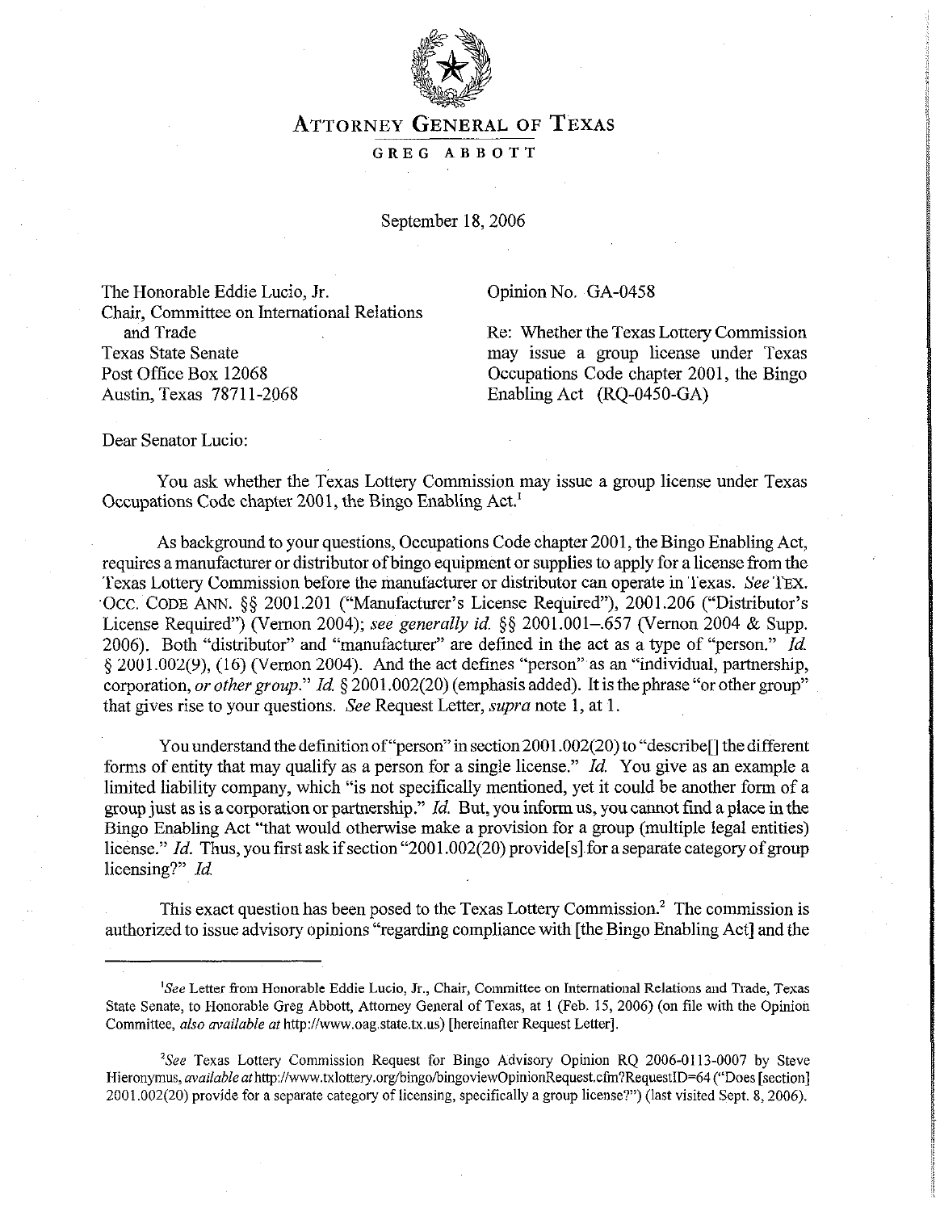# ATTORNEY GENERAL OF TEXAS

GREG ABBOTT

September 18, 2006

The Honorable Eddie Lucio, Jr.
Chair, Committee on International Relations and Trade
Texas State Senate
Post Office Box 12068
Austin, Texas 78711-2068

Opinion No. GA-0458

Re: Whether the Texas Lottery Commission may issue a group license under Texas Occupations Code chapter 2001, the Bingo Enabling Act (RQ-0450-GA)

Dear Senator Lucio:

You ask whether the Texas Lottery Commission may issue a group license under Texas Occupations Code chapter 2001, the Bingo Enabling Act.[1]

As background to your questions, Occupations Code chapter 2001, the Bingo Enabling Act, requires a manufacturer or distributor of bingo equipment or supplies to apply for a license from the Texas Lottery Commission before the manufacturer or distributor can operate in Texas. *See* TEX. OCC. CODE ANN. §§ 2001.201 ("Manufacturer's License Required"), 2001.206 ("Distributor's License Required") (Vernon 2004); *see generally id.* §§ 2001.001–.657 (Vernon 2004 & Supp. 2006). Both "distributor" and "manufacturer" are defined in the act as a type of "person." *Id.* § 2001.002(9), (16) (Vernon 2004). And the act defines "person" as an "individual, partnership, corporation, *or other group*." *Id.* § 2001.002(20) (emphasis added). It is the phrase "or other group" that gives rise to your questions. *See* Request Letter, *supra* note 1, at 1.

You understand the definition of "person" in section 2001.002(20) to "describe[] the different forms of entity that may qualify as a person for a single license." *Id.* You give as an example a limited liability company, which "is not specifically mentioned, yet it could be another form of a group just as is a corporation or partnership." *Id.* But, you inform us, you cannot find a place in the Bingo Enabling Act "that would otherwise make a provision for a group (multiple legal entities) license." *Id.* Thus, you first ask if section "2001.002(20) provide[s] for a separate category of group licensing?" *Id.*

This exact question has been posed to the Texas Lottery Commission.[2] The commission is authorized to issue advisory opinions "regarding compliance with [the Bingo Enabling Act] and the

---

[1] *See* Letter from Honorable Eddie Lucio, Jr., Chair, Committee on International Relations and Trade, Texas State Senate, to Honorable Greg Abbott, Attorney General of Texas, at 1 (Feb. 15, 2006) (on file with the Opinion Committee, *also available at* http://www.oag.state.tx.us) [hereinafter Request Letter].

[2] *See* Texas Lottery Commission Request for Bingo Advisory Opinion RQ 2006-0113-0007 by Steve Hieronymus, *available at* http://www.txlottery.org/bingo/bingoviewOpinionRequest.cfm?RequestID=64 ("Does [section] 2001.002(20) provide for a separate category of licensing, specifically a group license?") (last visited Sept. 8, 2006).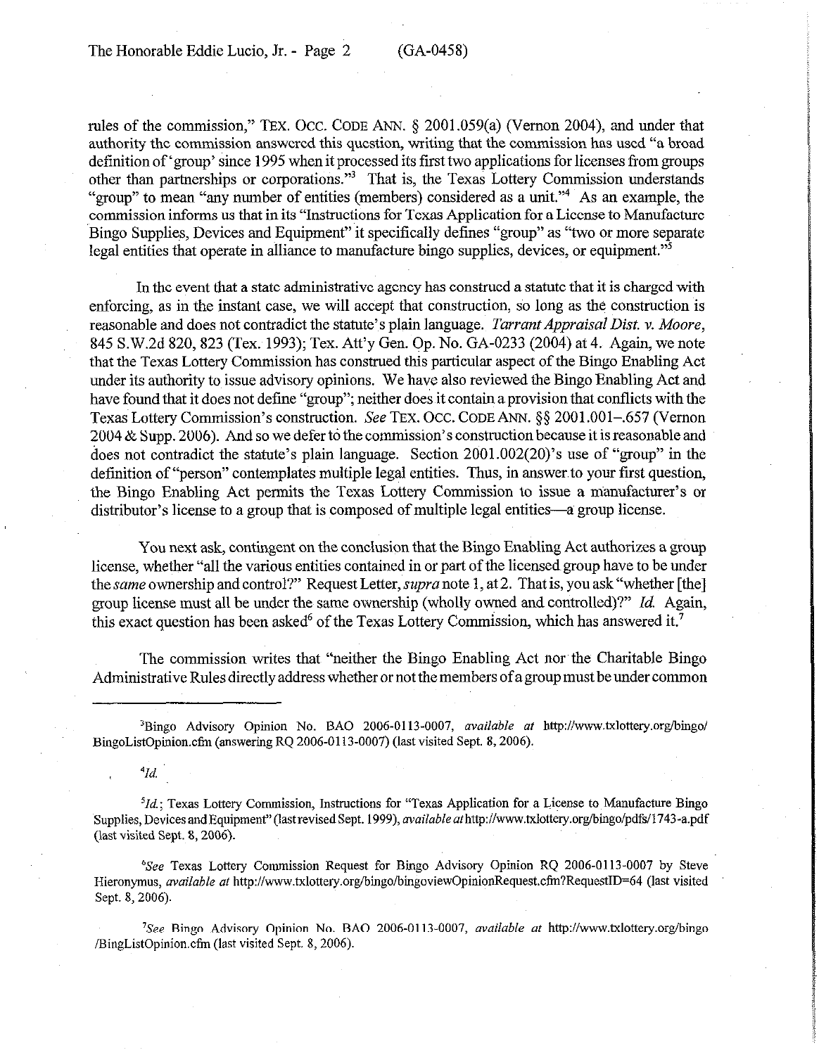rules of the commission," TEX. OCC. CODE ANN. § 2001.059(a) (Vernon 2004), and under that authority the commission answered this question, writing that the commission has used "a broad definition of 'group' since 1995 when it processed its first two applications for licenses from groups other than partnerships or corporations."[3] That is, the Texas Lottery Commission understands "group" to mean "any number of entities (members) considered as a unit."[4] As an example, the commission informs us that in its "Instructions for Texas Application for a License to Manufacture Bingo Supplies, Devices and Equipment" it specifically defines "group" as "two or more separate legal entities that operate in alliance to manufacture bingo supplies, devices, or equipment."[5]

In the event that a state administrative agency has construed a statute that it is charged with enforcing, as in the instant case, we will accept that construction, so long as the construction is reasonable and does not contradict the statute's plain language. *Tarrant Appraisal Dist. v. Moore*, 845 S.W.2d 820, 823 (Tex. 1993); Tex. Att'y Gen. Op. No. GA-0233 (2004) at 4. Again, we note that the Texas Lottery Commission has construed this particular aspect of the Bingo Enabling Act under its authority to issue advisory opinions. We have also reviewed the Bingo Enabling Act and have found that it does not define "group"; neither does it contain a provision that conflicts with the Texas Lottery Commission's construction. *See* TEX. OCC. CODE ANN. §§ 2001.001–.657 (Vernon 2004 & Supp. 2006). And so we defer to the commission's construction because it is reasonable and does not contradict the statute's plain language. Section 2001.002(20)'s use of "group" in the definition of "person" contemplates multiple legal entities. Thus, in answer to your first question, the Bingo Enabling Act permits the Texas Lottery Commission to issue a manufacturer's or distributor's license to a group that is composed of multiple legal entities—a group license.

You next ask, contingent on the conclusion that the Bingo Enabling Act authorizes a group license, whether "all the various entities contained in or part of the licensed group have to be under the *same* ownership and control?" Request Letter, *supra* note 1, at 2. That is, you ask "whether [the] group license must all be under the same ownership (wholly owned and controlled)?" *Id.* Again, this exact question has been asked[6] of the Texas Lottery Commission, which has answered it.[7]

The commission writes that "neither the Bingo Enabling Act nor the Charitable Bingo Administrative Rules directly address whether or not the members of a group must be under common

---

[3] Bingo Advisory Opinion No. BAO 2006-0113-0007, *available at* http://www.txlottery.org/bingo/BingoListOpinion.cfm (answering RQ 2006-0113-0007) (last visited Sept. 8, 2006).

[4] *Id.*

[5] *Id.*; Texas Lottery Commission, Instructions for "Texas Application for a License to Manufacture Bingo Supplies, Devices and Equipment" (last revised Sept. 1999), *available at* http://www.txlottery.org/bingo/pdfs/1743-a.pdf (last visited Sept. 8, 2006).

[6] *See* Texas Lottery Commission Request for Bingo Advisory Opinion RQ 2006-0113-0007 by Steve Hieronymus, *available at* http://www.txlottery.org/bingo/bingoviewOpinionRequest.cfm?RequestID=64 (last visited Sept. 8, 2006).

[7] *See* Bingo Advisory Opinion No. BAO 2006-0113-0007, *available at* http://www.txlottery.org/bingo/BingListOpinion.cfm (last visited Sept. 8, 2006).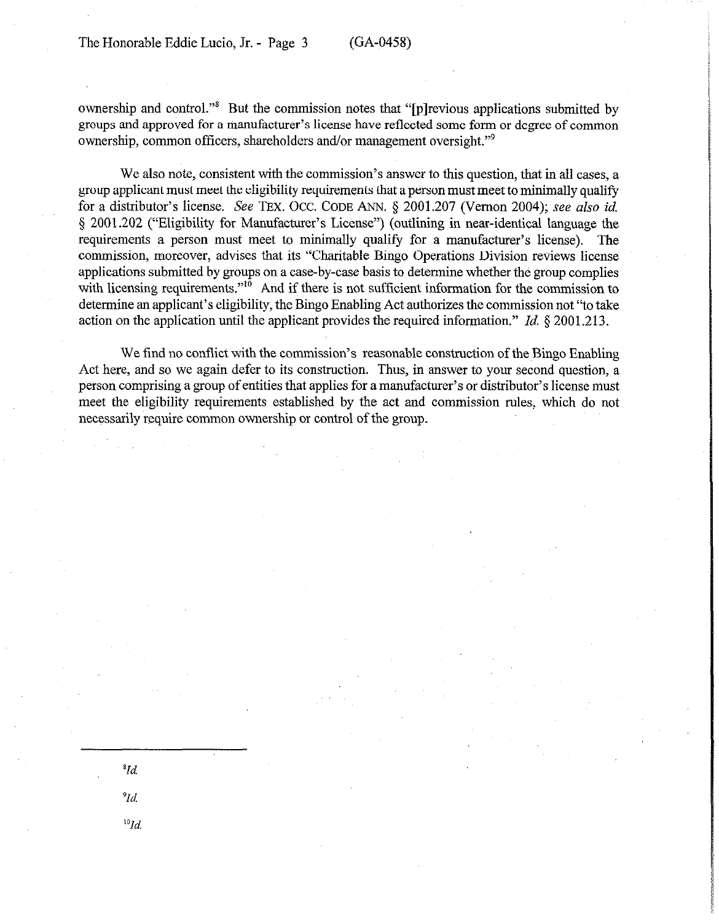ownership and control."[8] But the commission notes that "[p]revious applications submitted by groups and approved for a manufacturer's license have reflected some form or degree of common ownership, common officers, shareholders and/or management oversight."[9]

We also note, consistent with the commission's answer to this question, that in all cases, a group applicant must meet the eligibility requirements that a person must meet to minimally qualify for a distributor's license. *See* TEX. OCC. CODE ANN. § 2001.207 (Vernon 2004); *see also id.* § 2001.202 ("Eligibility for Manufacturer's License") (outlining in near-identical language the requirements a person must meet to minimally qualify for a manufacturer's license). The commission, moreover, advises that its "Charitable Bingo Operations Division reviews license applications submitted by groups on a case-by-case basis to determine whether the group complies with licensing requirements."[10] And if there is not sufficient information for the commission to determine an applicant's eligibility, the Bingo Enabling Act authorizes the commission not "to take action on the application until the applicant provides the required information." *Id.* § 2001.213.

We find no conflict with the commission's reasonable construction of the Bingo Enabling Act here, and so we again defer to its construction. Thus, in answer to your second question, a person comprising a group of entities that applies for a manufacturer's or distributor's license must meet the eligibility requirements established by the act and commission rules, which do not necessarily require common ownership or control of the group.

---

[8] *Id.*

[9] *Id.*

[10] *Id.*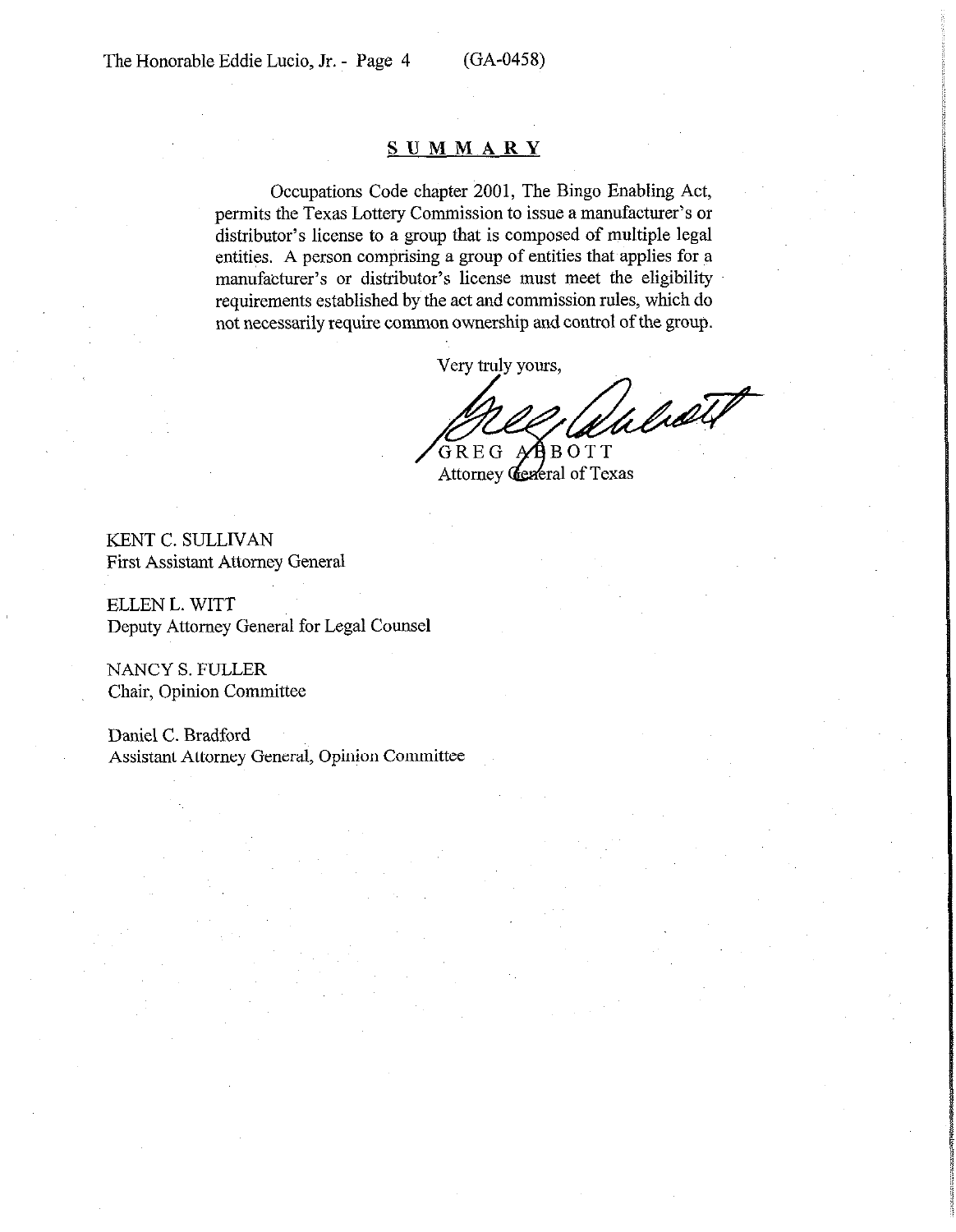## SUMMARY

Occupations Code chapter 2001, The Bingo Enabling Act, permits the Texas Lottery Commission to issue a manufacturer's or distributor's license to a group that is composed of multiple legal entities. A person comprising a group of entities that applies for a manufacturer's or distributor's license must meet the eligibility requirements established by the act and commission rules, which do not necessarily require common ownership and control of the group.

Very truly yours,

GREG ABBOTT
Attorney General of Texas

KENT C. SULLIVAN
First Assistant Attorney General

ELLEN L. WITT
Deputy Attorney General for Legal Counsel

NANCY S. FULLER
Chair, Opinion Committee

Daniel C. Bradford
Assistant Attorney General, Opinion Committee